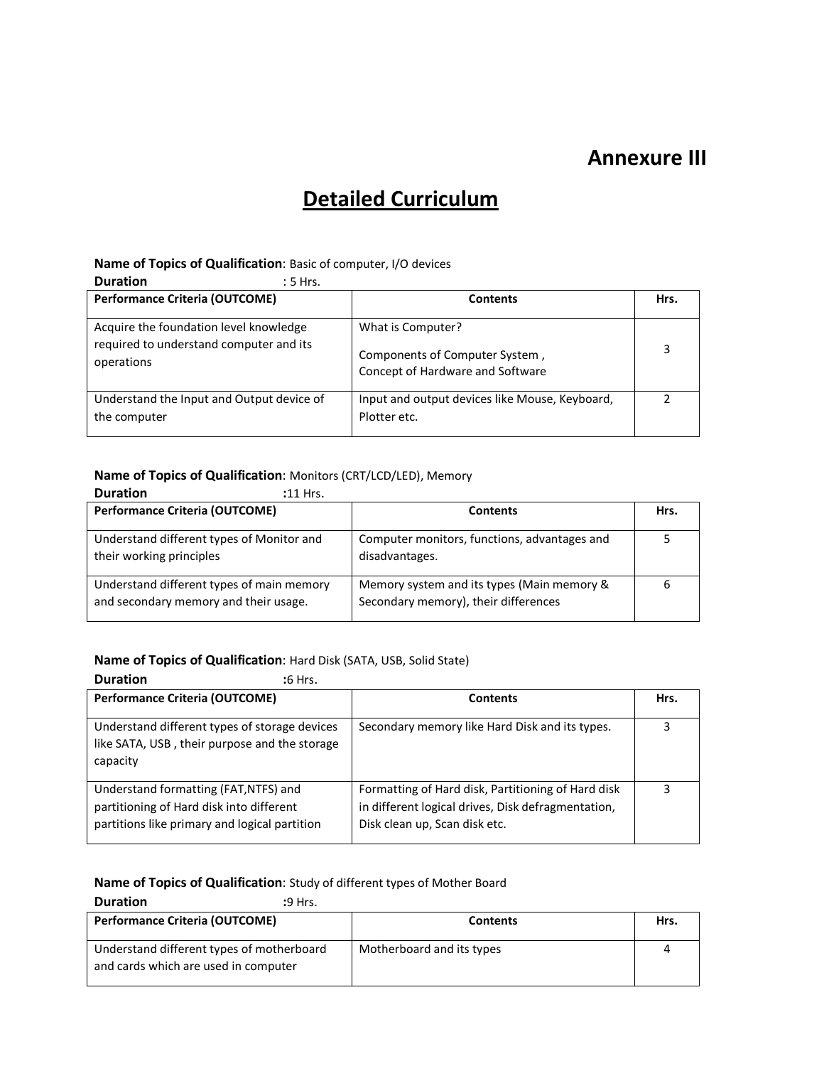# Annexure III

## Detailed Curriculum

**Name of Topics of Qualification**: Basic of computer, I/O devices
**Duration** : 5 Hrs.

| Performance Criteria (OUTCOME) | Contents | Hrs. |
|---|---|---|
| Acquire the foundation level knowledge required to understand computer and its operations | What is Computer? Components of Computer System , Concept of Hardware and Software | 3 |
| Understand the Input and Output device of the computer | Input and output devices like Mouse, Keyboard, Plotter etc. | 2 |

**Name of Topics of Qualification**: Monitors (CRT/LCD/LED), Memory
**Duration** :11 Hrs.

| Performance Criteria (OUTCOME) | Contents | Hrs. |
|---|---|---|
| Understand different types of Monitor and their working principles | Computer monitors, functions, advantages and disadvantages. | 5 |
| Understand different types of main memory and secondary memory and their usage. | Memory system and its types (Main memory & Secondary memory), their differences | 6 |

**Name of Topics of Qualification**: Hard Disk (SATA, USB, Solid State)
**Duration** :6 Hrs.

| Performance Criteria (OUTCOME) | Contents | Hrs. |
|---|---|---|
| Understand different types of storage devices like SATA, USB , their purpose and the storage capacity | Secondary memory like Hard Disk and its types. | 3 |
| Understand formatting (FAT,NTFS) and partitioning of Hard disk into different partitions like primary and logical partition | Formatting of Hard disk, Partitioning of Hard disk in different logical drives, Disk defragmentation, Disk clean up, Scan disk etc. | 3 |

**Name of Topics of Qualification**: Study of different types of Mother Board
**Duration** :9 Hrs.

| Performance Criteria (OUTCOME) | Contents | Hrs. |
|---|---|---|
| Understand different types of motherboard and cards which are used in computer | Motherboard and its types | 4 |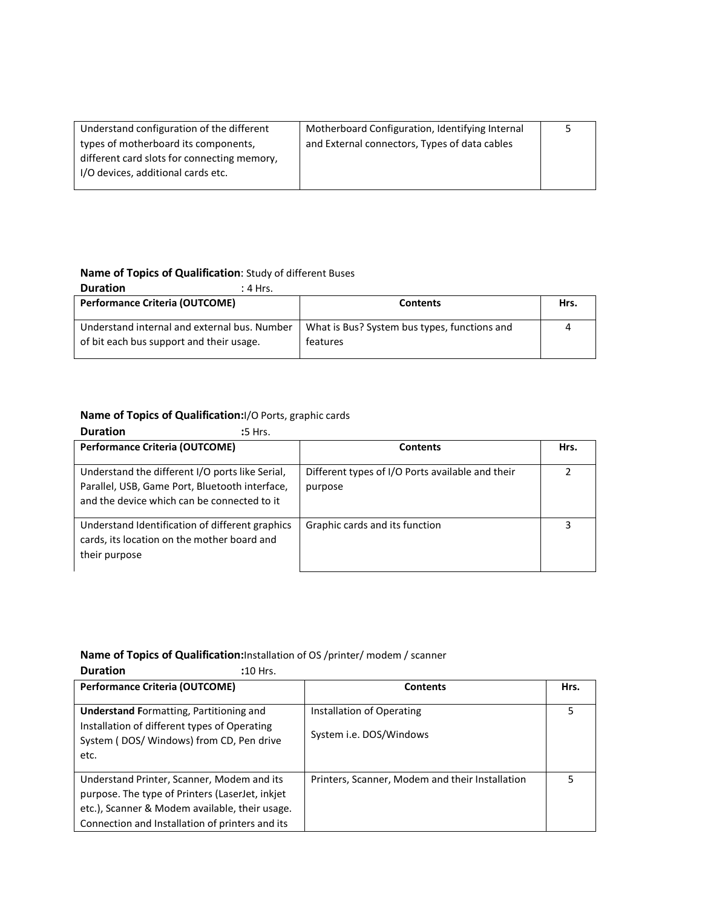| Understand configuration of the different types of motherboard its components, different card slots for connecting memory, I/O devices, additional cards etc. | Motherboard Configuration, Identifying Internal and External connectors, Types of data cables | 5 |
|---|---|---|

**Name of Topics of Qualification**: Study of different Buses

**Duration** : 4 Hrs.

| Performance Criteria (OUTCOME) | Contents | Hrs. |
|---|---|---|
| Understand internal and external bus. Number of bit each bus support and their usage. | What is Bus? System bus types, functions and features | 4 |

**Name of Topics of Qualification:** I/O Ports, graphic cards

**Duration** :5 Hrs.

| Performance Criteria (OUTCOME) | Contents | Hrs. |
|---|---|---|
| Understand the different I/O ports like Serial, Parallel, USB, Game Port, Bluetooth interface, and the device which can be connected to it | Different types of I/O Ports available and their purpose | 2 |
| Understand Identification of different graphics cards, its location on the mother board and their purpose | Graphic cards and its function | 3 |

**Name of Topics of Qualification:** Installation of OS /printer/ modem / scanner

**Duration** :10 Hrs.

| Performance Criteria (OUTCOME) | Contents | Hrs. |
|---|---|---|
| **Understand F**ormatting, Partitioning and Installation of different types of Operating System ( DOS/ Windows) from CD, Pen drive etc. | Installation of Operating System i.e. DOS/Windows | 5 |
| Understand Printer, Scanner, Modem and its purpose. The type of Printers (LaserJet, inkjet etc.), Scanner & Modem available, their usage. Connection and Installation of printers and its | Printers, Scanner, Modem and their Installation | 5 |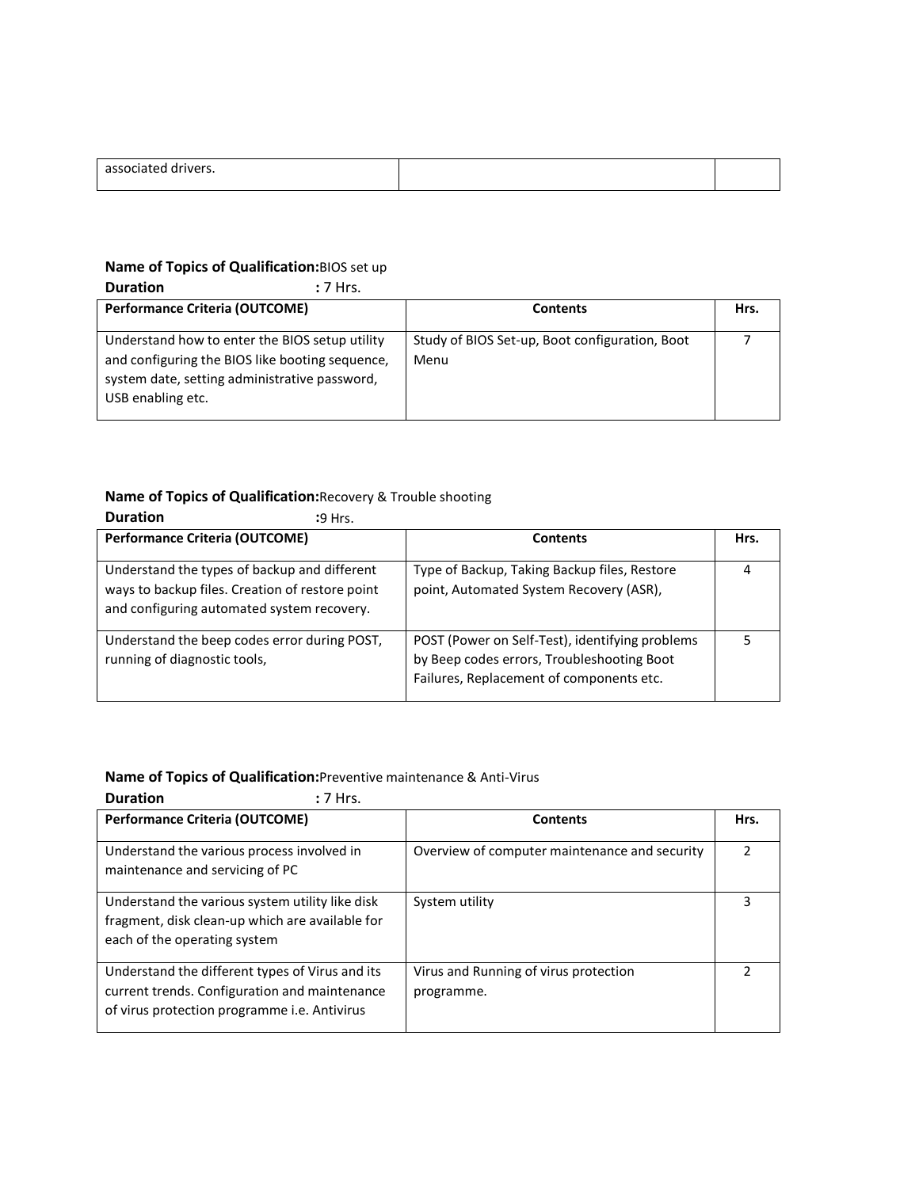| associated drivers. | | |
|---|---|---|

**Name of Topics of Qualification:**BIOS set up

**Duration** **:** 7 Hrs.

| Performance Criteria (OUTCOME) | Contents | Hrs. |
|---|---|---|
| Understand how to enter the BIOS setup utility and configuring the BIOS like booting sequence, system date, setting administrative password, USB enabling etc. | Study of BIOS Set-up, Boot configuration, Boot Menu | 7 |

**Name of Topics of Qualification:**Recovery & Trouble shooting

**Duration** **:**9 Hrs.

| Performance Criteria (OUTCOME) | Contents | Hrs. |
|---|---|---|
| Understand the types of backup and different ways to backup files. Creation of restore point and configuring automated system recovery. | Type of Backup, Taking Backup files, Restore point, Automated System Recovery (ASR), | 4 |
| Understand the beep codes error during POST, running of diagnostic tools, | POST (Power on Self-Test), identifying problems by Beep codes errors, Troubleshooting Boot Failures, Replacement of components etc. | 5 |

**Name of Topics of Qualification:**Preventive maintenance & Anti-Virus

**Duration** **:** 7 Hrs.

| Performance Criteria (OUTCOME) | Contents | Hrs. |
|---|---|---|
| Understand the various process involved in maintenance and servicing of PC | Overview of computer maintenance and security | 2 |
| Understand the various system utility like disk fragment, disk clean-up which are available for each of the operating system | System utility | 3 |
| Understand the different types of Virus and its current trends. Configuration and maintenance of virus protection programme i.e. Antivirus | Virus and Running of virus protection programme. | 2 |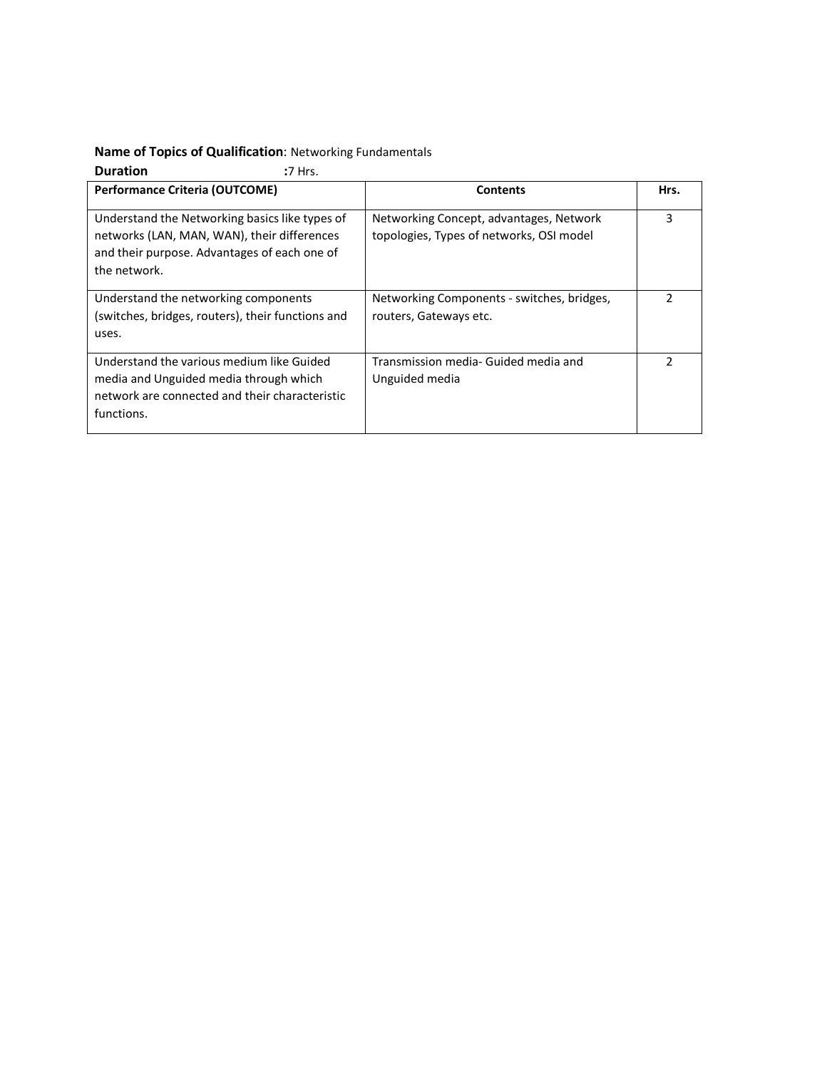**Name of Topics of Qualification**: Networking Fundamentals

**Duration** **:**7 Hrs.

| Performance Criteria (OUTCOME) | Contents | Hrs. |
|---|---|---|
| Understand the Networking basics like types of networks (LAN, MAN, WAN), their differences and their purpose. Advantages of each one of the network. | Networking Concept, advantages, Network topologies, Types of networks, OSI model | 3 |
| Understand the networking components (switches, bridges, routers), their functions and uses. | Networking Components - switches, bridges, routers, Gateways etc. | 2 |
| Understand the various medium like Guided media and Unguided media through which network are connected and their characteristic functions. | Transmission media- Guided media and Unguided media | 2 |